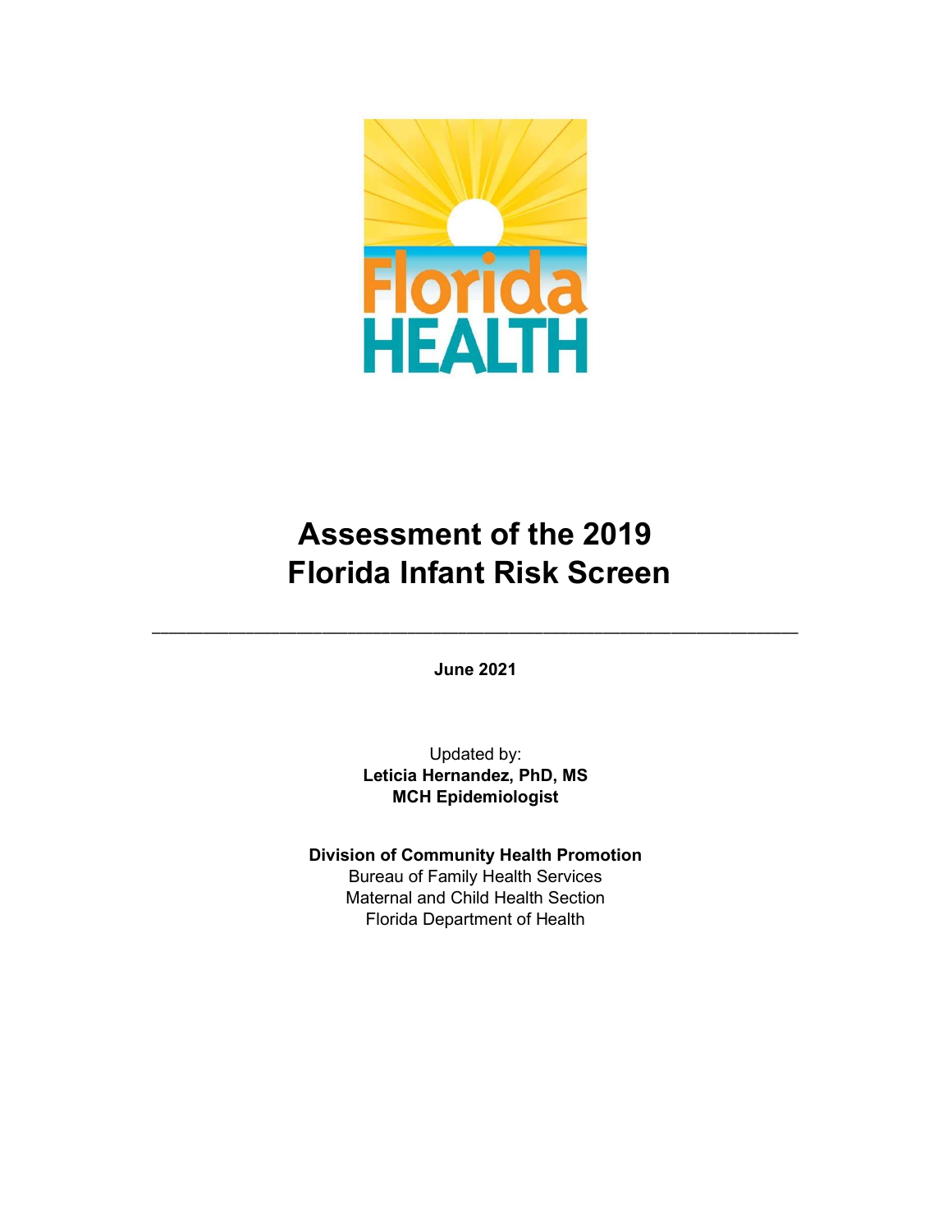# Assessment of the 2019 Florida Infant Risk Screen

---

**June 2021**

Updated by:
**Leticia Hernandez, PhD, MS**
**MCH Epidemiologist**

**Division of Community Health Promotion**
Bureau of Family Health Services
Maternal and Child Health Section
Florida Department of Health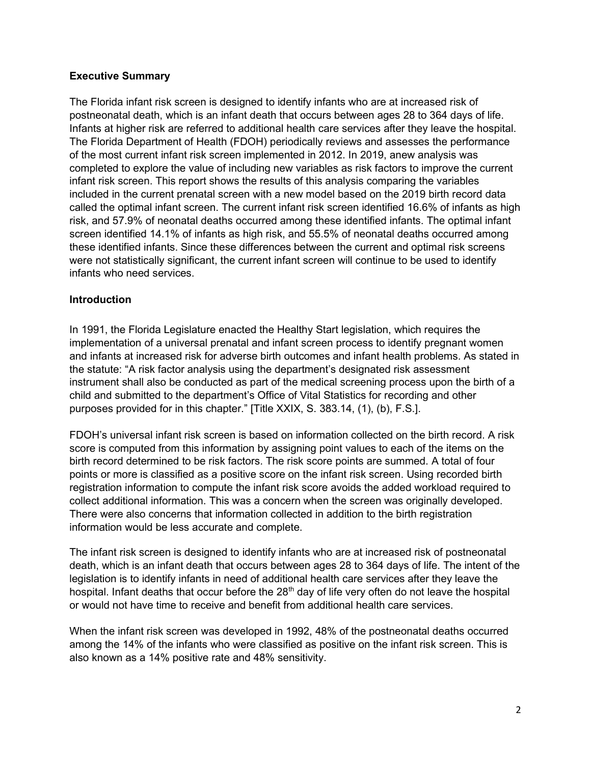## Executive Summary

The Florida infant risk screen is designed to identify infants who are at increased risk of postneonatal death, which is an infant death that occurs between ages 28 to 364 days of life. Infants at higher risk are referred to additional health care services after they leave the hospital. The Florida Department of Health (FDOH) periodically reviews and assesses the performance of the most current infant risk screen implemented in 2012. In 2019, anew analysis was completed to explore the value of including new variables as risk factors to improve the current infant risk screen. This report shows the results of this analysis comparing the variables included in the current prenatal screen with a new model based on the 2019 birth record data called the optimal infant screen. The current infant risk screen identified 16.6% of infants as high risk, and 57.9% of neonatal deaths occurred among these identified infants. The optimal infant screen identified 14.1% of infants as high risk, and 55.5% of neonatal deaths occurred among these identified infants. Since these differences between the current and optimal risk screens were not statistically significant, the current infant screen will continue to be used to identify infants who need services.

## Introduction

In 1991, the Florida Legislature enacted the Healthy Start legislation, which requires the implementation of a universal prenatal and infant screen process to identify pregnant women and infants at increased risk for adverse birth outcomes and infant health problems. As stated in the statute: "A risk factor analysis using the department's designated risk assessment instrument shall also be conducted as part of the medical screening process upon the birth of a child and submitted to the department's Office of Vital Statistics for recording and other purposes provided for in this chapter." [Title XXIX, S. 383.14, (1), (b), F.S.].

FDOH's universal infant risk screen is based on information collected on the birth record. A risk score is computed from this information by assigning point values to each of the items on the birth record determined to be risk factors. The risk score points are summed. A total of four points or more is classified as a positive score on the infant risk screen. Using recorded birth registration information to compute the infant risk score avoids the added workload required to collect additional information. This was a concern when the screen was originally developed. There were also concerns that information collected in addition to the birth registration information would be less accurate and complete.

The infant risk screen is designed to identify infants who are at increased risk of postneonatal death, which is an infant death that occurs between ages 28 to 364 days of life. The intent of the legislation is to identify infants in need of additional health care services after they leave the hospital. Infant deaths that occur before the 28th day of life very often do not leave the hospital or would not have time to receive and benefit from additional health care services.

When the infant risk screen was developed in 1992, 48% of the postneonatal deaths occurred among the 14% of the infants who were classified as positive on the infant risk screen. This is also known as a 14% positive rate and 48% sensitivity.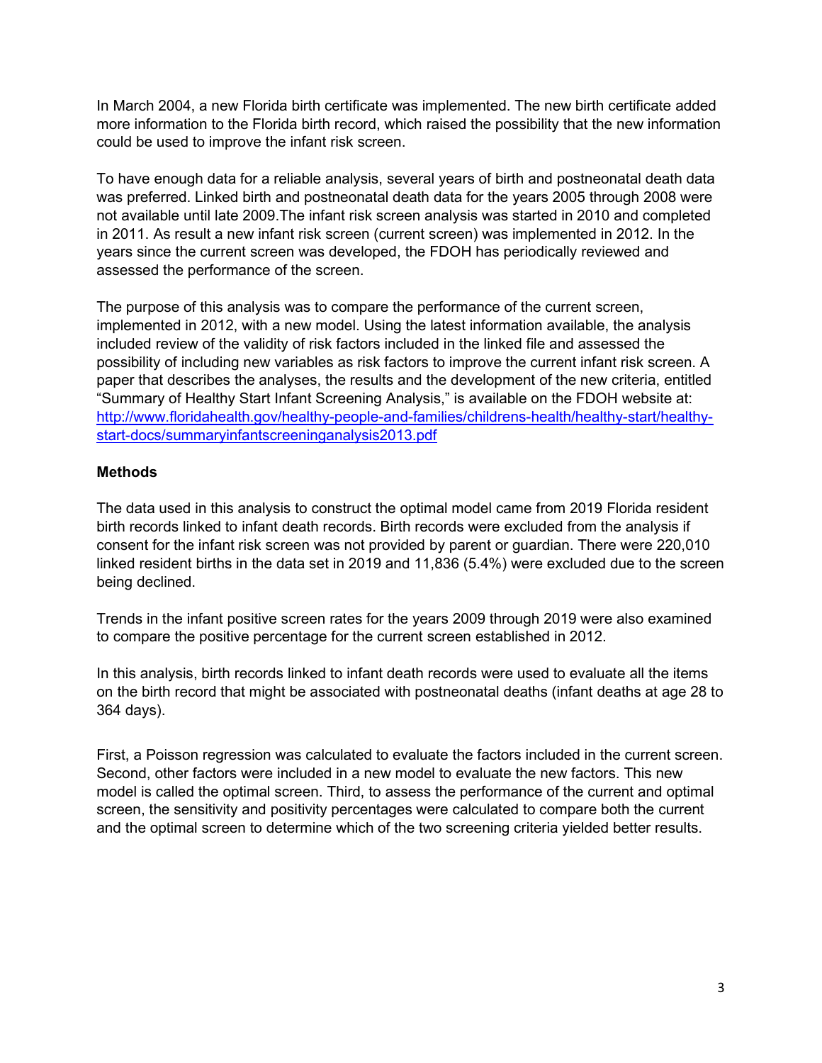In March 2004, a new Florida birth certificate was implemented. The new birth certificate added more information to the Florida birth record, which raised the possibility that the new information could be used to improve the infant risk screen.

To have enough data for a reliable analysis, several years of birth and postneonatal death data was preferred. Linked birth and postneonatal death data for the years 2005 through 2008 were not available until late 2009.The infant risk screen analysis was started in 2010 and completed in 2011. As result a new infant risk screen (current screen) was implemented in 2012. In the years since the current screen was developed, the FDOH has periodically reviewed and assessed the performance of the screen.

The purpose of this analysis was to compare the performance of the current screen, implemented in 2012, with a new model. Using the latest information available, the analysis included review of the validity of risk factors included in the linked file and assessed the possibility of including new variables as risk factors to improve the current infant risk screen. A paper that describes the analyses, the results and the development of the new criteria, entitled "Summary of Healthy Start Infant Screening Analysis," is available on the FDOH website at: http://www.floridahealth.gov/healthy-people-and-families/childrens-health/healthy-start/healthy-start-docs/summaryinfantscreeninganalysis2013.pdf

**Methods**

The data used in this analysis to construct the optimal model came from 2019 Florida resident birth records linked to infant death records. Birth records were excluded from the analysis if consent for the infant risk screen was not provided by parent or guardian. There were 220,010 linked resident births in the data set in 2019 and 11,836 (5.4%) were excluded due to the screen being declined.

Trends in the infant positive screen rates for the years 2009 through 2019 were also examined to compare the positive percentage for the current screen established in 2012.

In this analysis, birth records linked to infant death records were used to evaluate all the items on the birth record that might be associated with postneonatal deaths (infant deaths at age 28 to 364 days).

First, a Poisson regression was calculated to evaluate the factors included in the current screen. Second, other factors were included in a new model to evaluate the new factors. This new model is called the optimal screen. Third, to assess the performance of the current and optimal screen, the sensitivity and positivity percentages were calculated to compare both the current and the optimal screen to determine which of the two screening criteria yielded better results.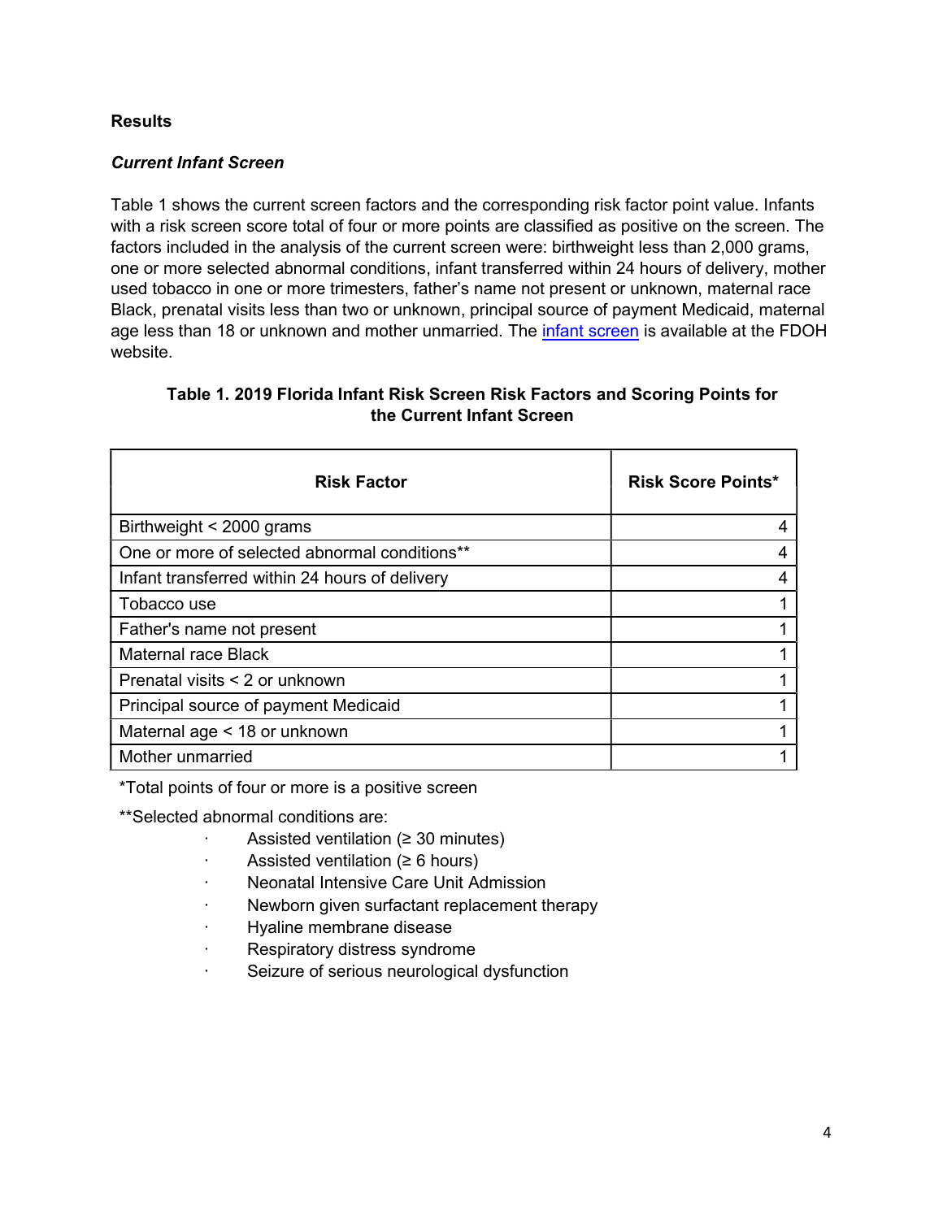## Results

### *Current Infant Screen*

Table 1 shows the current screen factors and the corresponding risk factor point value. Infants with a risk screen score total of four or more points are classified as positive on the screen. The factors included in the analysis of the current screen were: birthweight less than 2,000 grams, one or more selected abnormal conditions, infant transferred within 24 hours of delivery, mother used tobacco in one or more trimesters, father's name not present or unknown, maternal race Black, prenatal visits less than two or unknown, principal source of payment Medicaid, maternal age less than 18 or unknown and mother unmarried. The infant screen is available at the FDOH website.

**Table 1. 2019 Florida Infant Risk Screen Risk Factors and Scoring Points for the Current Infant Screen**

| Risk Factor | Risk Score Points* |
|---|---:|
| Birthweight < 2000 grams | 4 |
| One or more of selected abnormal conditions** | 4 |
| Infant transferred within 24 hours of delivery | 4 |
| Tobacco use | 1 |
| Father's name not present | 1 |
| Maternal race Black | 1 |
| Prenatal visits < 2 or unknown | 1 |
| Principal source of payment Medicaid | 1 |
| Maternal age < 18 or unknown | 1 |
| Mother unmarried | 1 |

*Total points of four or more is a positive screen

**Selected abnormal conditions are:

- Assisted ventilation (≥ 30 minutes)
- Assisted ventilation (≥ 6 hours)
- Neonatal Intensive Care Unit Admission
- Newborn given surfactant replacement therapy
- Hyaline membrane disease
- Respiratory distress syndrome
- Seizure of serious neurological dysfunction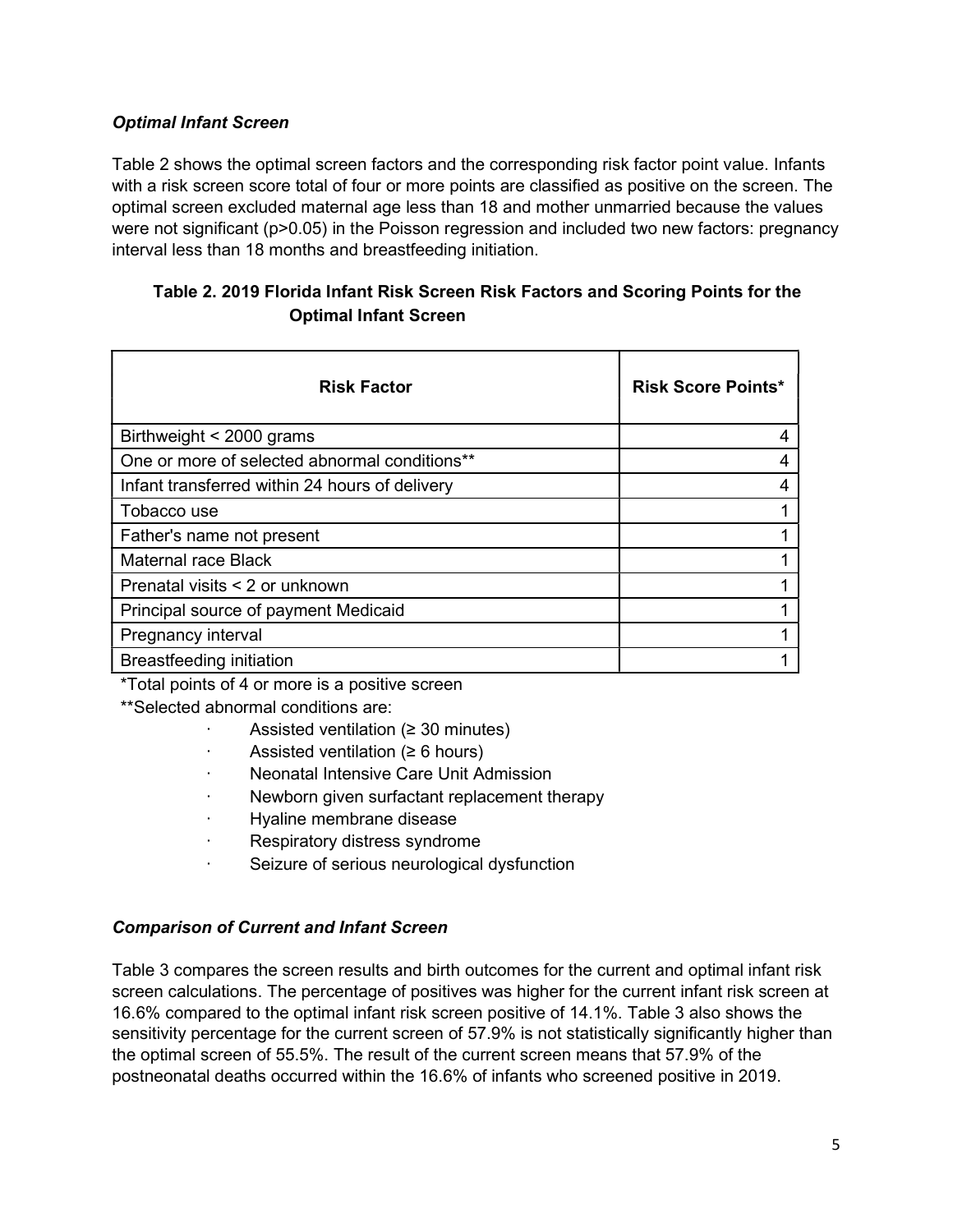### *Optimal Infant Screen*

Table 2 shows the optimal screen factors and the corresponding risk factor point value. Infants with a risk screen score total of four or more points are classified as positive on the screen. The optimal screen excluded maternal age less than 18 and mother unmarried because the values were not significant ($p>0.05$) in the Poisson regression and included two new factors: pregnancy interval less than 18 months and breastfeeding initiation.

**Table 2. 2019 Florida Infant Risk Screen Risk Factors and Scoring Points for the Optimal Infant Screen**

| Risk Factor | Risk Score Points* |
|---|---|
| Birthweight < 2000 grams | 4 |
| One or more of selected abnormal conditions** | 4 |
| Infant transferred within 24 hours of delivery | 4 |
| Tobacco use | 1 |
| Father's name not present | 1 |
| Maternal race Black | 1 |
| Prenatal visits < 2 or unknown | 1 |
| Principal source of payment Medicaid | 1 |
| Pregnancy interval | 1 |
| Breastfeeding initiation | 1 |

*Total points of 4 or more is a positive screen

**Selected abnormal conditions are:

- Assisted ventilation (≥ 30 minutes)
- Assisted ventilation (≥ 6 hours)
- Neonatal Intensive Care Unit Admission
- Newborn given surfactant replacement therapy
- Hyaline membrane disease
- Respiratory distress syndrome
- Seizure of serious neurological dysfunction

### *Comparison of Current and Infant Screen*

Table 3 compares the screen results and birth outcomes for the current and optimal infant risk screen calculations. The percentage of positives was higher for the current infant risk screen at 16.6% compared to the optimal infant risk screen positive of 14.1%. Table 3 also shows the sensitivity percentage for the current screen of 57.9% is not statistically significantly higher than the optimal screen of 55.5%. The result of the current screen means that 57.9% of the postneonatal deaths occurred within the 16.6% of infants who screened positive in 2019.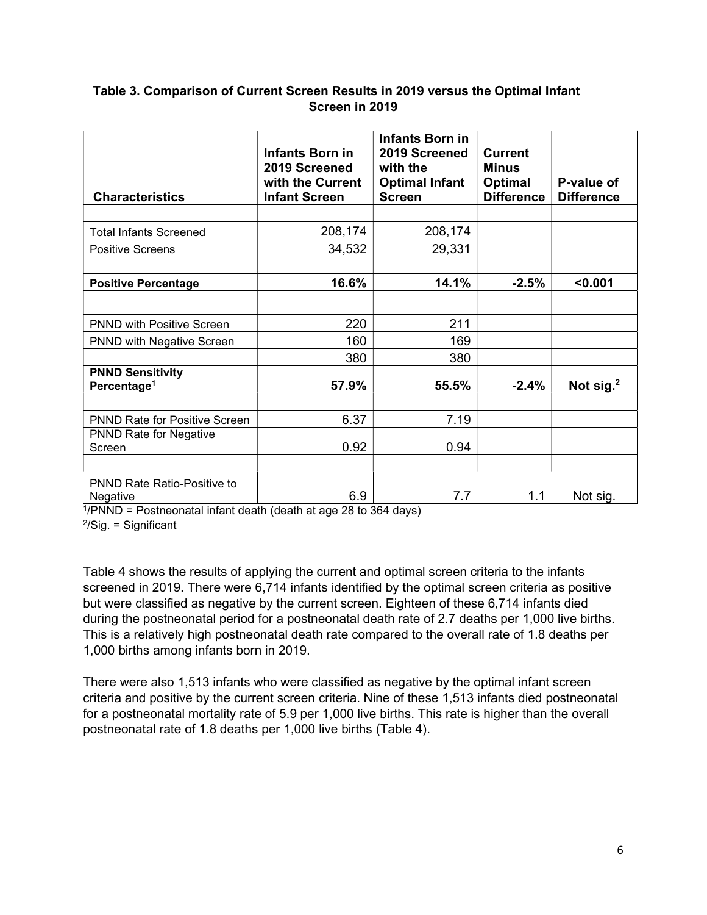**Table 3. Comparison of Current Screen Results in 2019 versus the Optimal Infant Screen in 2019**

| Characteristics | Infants Born in 2019 Screened with the Current Infant Screen | Infants Born in 2019 Screened with the Optimal Infant Screen | Current Minus Optimal Difference | P-value of Difference |
|---|---|---|---|---|
| | | | | |
| Total Infants Screened | 208,174 | 208,174 | | |
| Positive Screens | 34,532 | 29,331 | | |
| | | | | |
| **Positive Percentage** | **16.6%** | **14.1%** | **-2.5%** | **<0.001** |
| | | | | |
| PNND with Positive Screen | 220 | 211 | | |
| PNND with Negative Screen | 160 | 169 | | |
| | 380 | 380 | | |
| **PNND Sensitivity Percentage[1]** | **57.9%** | **55.5%** | **-2.4%** | **Not sig.[2]** |
| | | | | |
| PNND Rate for Positive Screen | 6.37 | 7.19 | | |
| PNND Rate for Negative Screen | 0.92 | 0.94 | | |
| | | | | |
| PNND Rate Ratio-Positive to Negative | 6.9 | 7.7 | 1.1 | Not sig. |

[1]/PNND = Postneonatal infant death (death at age 28 to 364 days)
[2]/Sig. = Significant

Table 4 shows the results of applying the current and optimal screen criteria to the infants screened in 2019. There were 6,714 infants identified by the optimal screen criteria as positive but were classified as negative by the current screen. Eighteen of these 6,714 infants died during the postneonatal period for a postneonatal death rate of 2.7 deaths per 1,000 live births. This is a relatively high postneonatal death rate compared to the overall rate of 1.8 deaths per 1,000 births among infants born in 2019.

There were also 1,513 infants who were classified as negative by the optimal infant screen criteria and positive by the current screen criteria. Nine of these 1,513 infants died postneonatal for a postneonatal mortality rate of 5.9 per 1,000 live births. This rate is higher than the overall postneonatal rate of 1.8 deaths per 1,000 live births (Table 4).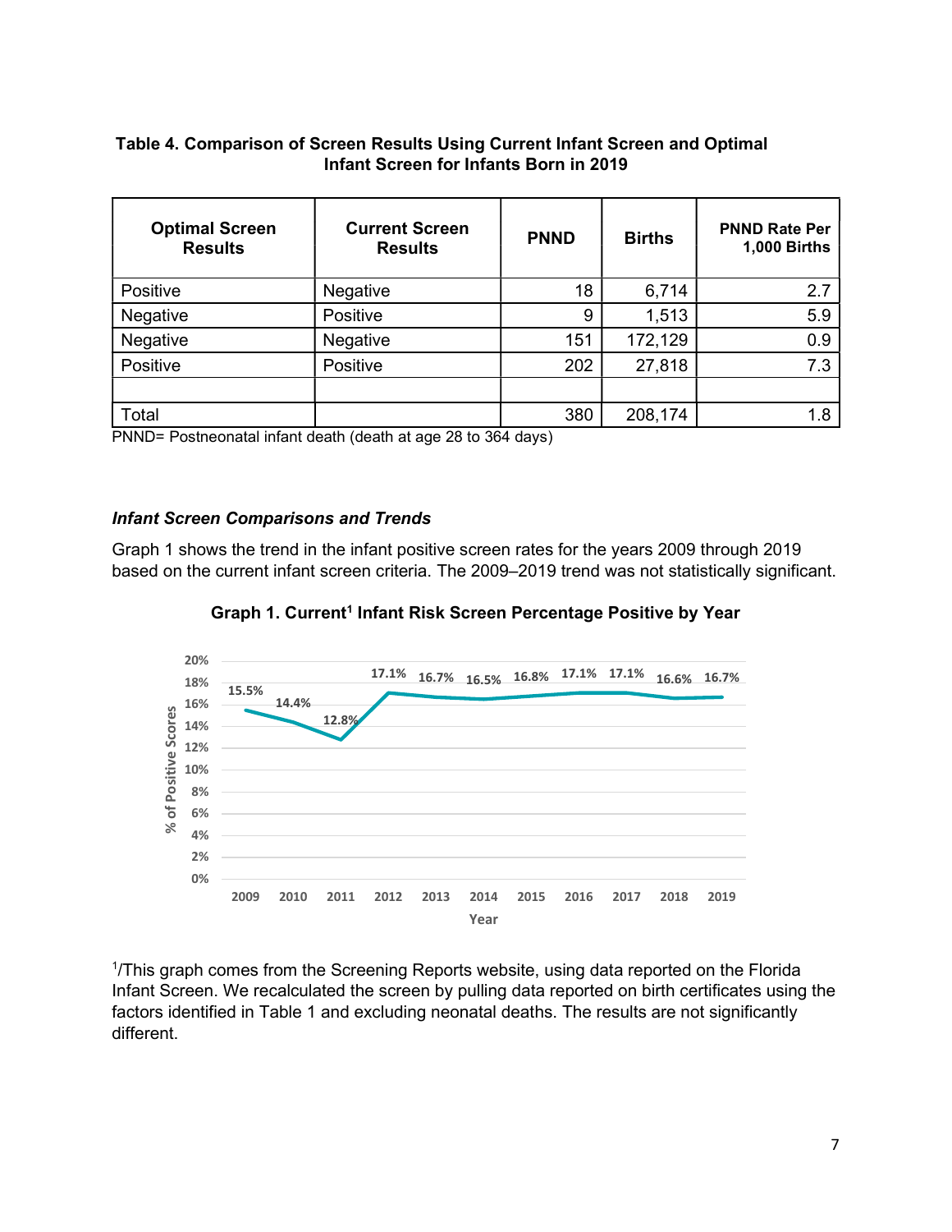**Table 4. Comparison of Screen Results Using Current Infant Screen and Optimal Infant Screen for Infants Born in 2019**

| Optimal Screen Results | Current Screen Results | PNND | Births | PNND Rate Per 1,000 Births |
|---|---|---|---|---|
| Positive | Negative | 18 | 6,714 | 2.7 |
| Negative | Positive | 9 | 1,513 | 5.9 |
| Negative | Negative | 151 | 172,129 | 0.9 |
| Positive | Positive | 202 | 27,818 | 7.3 |
| | | | | |
| Total | | 380 | 208,174 | 1.8 |

PNND= Postneonatal infant death (death at age 28 to 364 days)

### *Infant Screen Comparisons and Trends*

Graph 1 shows the trend in the infant positive screen rates for the years 2009 through 2019 based on the current infant screen criteria. The 2009–2019 trend was not statistically significant.

**Graph 1. Current[1] Infant Risk Screen Percentage Positive by Year**

| Year | 2009 | 2010 | 2011 | 2012 | 2013 | 2014 | 2015 | 2016 | 2017 | 2018 | 2019 |
|---|---|---|---|---|---|---|---|---|---|---|---|
| % of Positive Scores | 15.5% | 14.4% | 12.8% | 17.1% | 16.7% | 16.5% | 16.8% | 17.1% | 17.1% | 16.6% | 16.7% |

[1]/This graph comes from the Screening Reports website, using data reported on the Florida Infant Screen. We recalculated the screen by pulling data reported on birth certificates using the factors identified in Table 1 and excluding neonatal deaths. The results are not significantly different.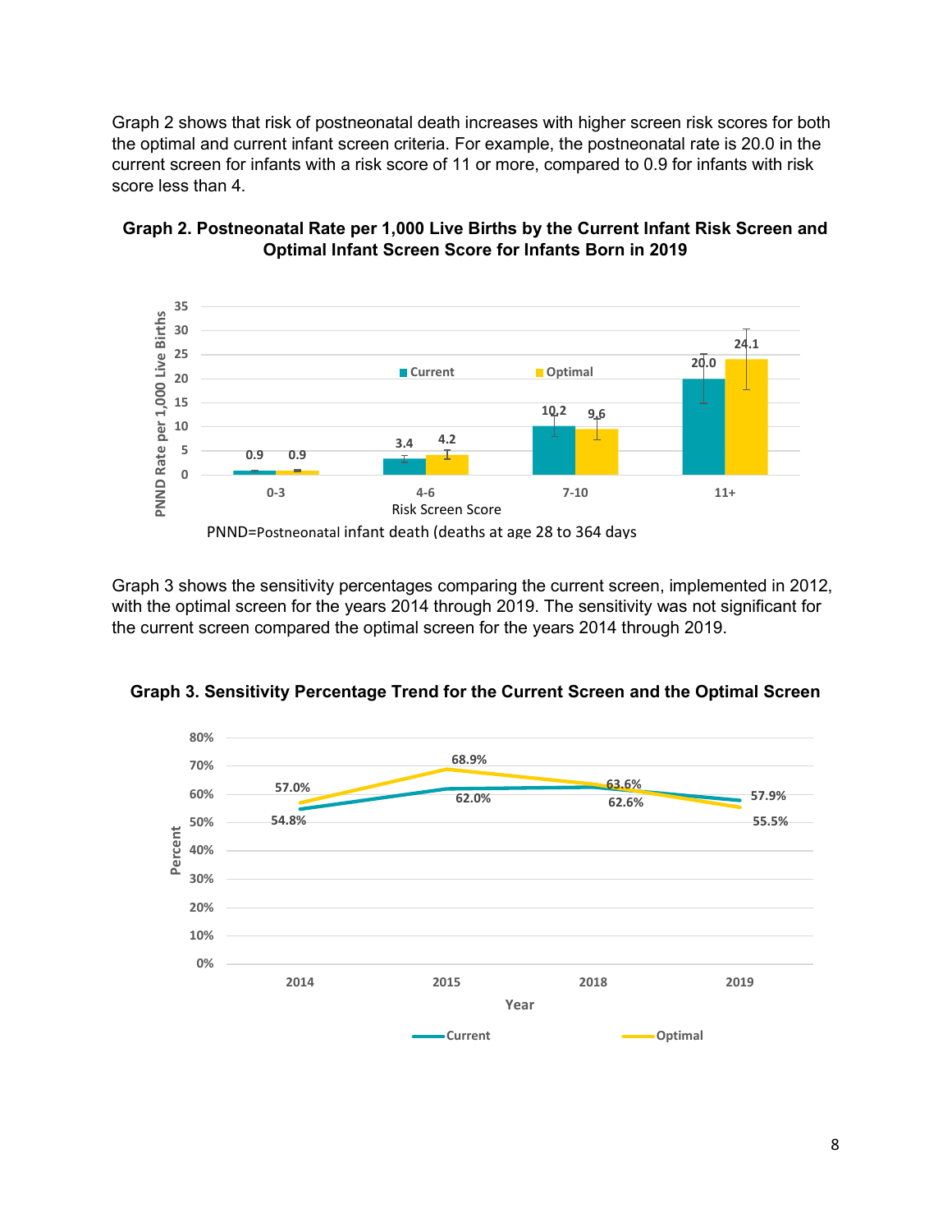Graph 2 shows that risk of postneonatal death increases with higher screen risk scores for both the optimal and current infant screen criteria. For example, the postneonatal rate is 20.0 in the current screen for infants with a risk score of 11 or more, compared to 0.9 for infants with risk score less than 4.

**Graph 2. Postneonatal Rate per 1,000 Live Births by the Current Infant Risk Screen and Optimal Infant Screen Score for Infants Born in 2019**

| Risk Screen Score | Current | Optimal |
|---|---|---|
| 0-3 | 0.9 | 0.9 |
| 4-6 | 3.4 | 4.2 |
| 7-10 | 10.2 | 9.6 |
| 11+ | 20.0 | 24.1 |

PNND=Postneonatal infant death (deaths at age 28 to 364 days

Graph 3 shows the sensitivity percentages comparing the current screen, implemented in 2012, with the optimal screen for the years 2014 through 2019. The sensitivity was not significant for the current screen compared the optimal screen for the years 2014 through 2019.

**Graph 3. Sensitivity Percentage Trend for the Current Screen and the Optimal Screen**

| Year | Current | Optimal |
|---|---|---|
| 2014 | 54.8% | 57.0% |
| 2015 | 62.0% | 68.9% |
| 2018 | 62.6% | 63.6% |
| 2019 | 57.9% | 55.5% |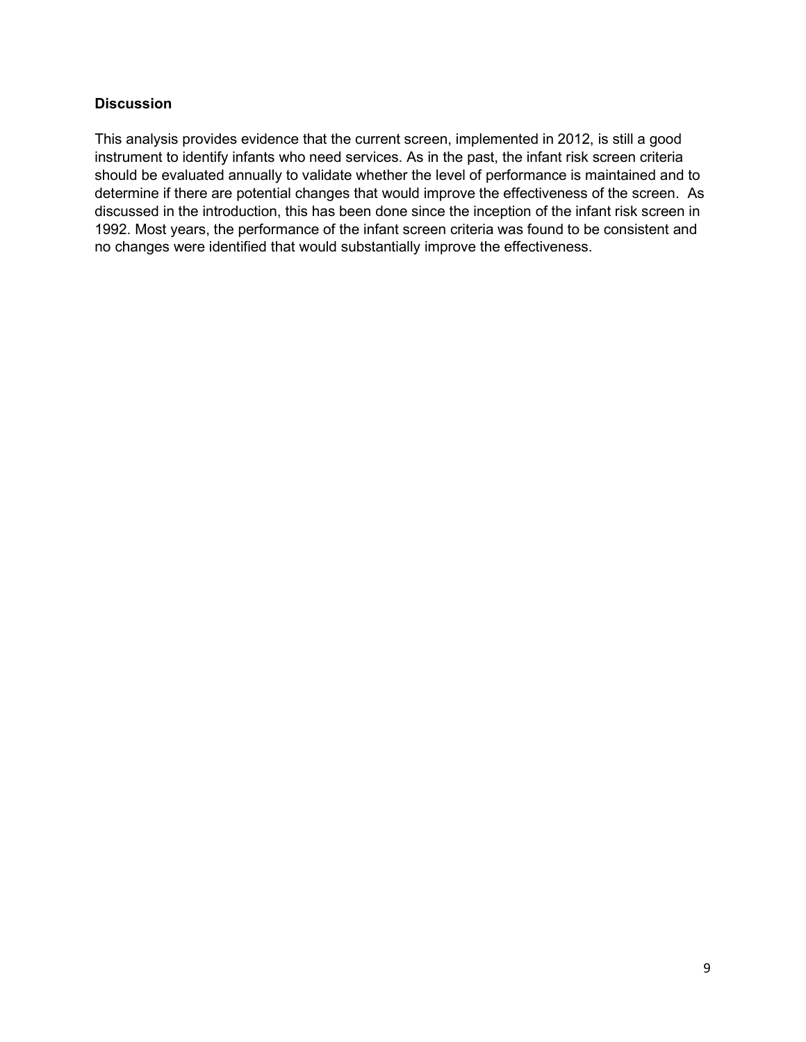## Discussion

This analysis provides evidence that the current screen, implemented in 2012, is still a good instrument to identify infants who need services. As in the past, the infant risk screen criteria should be evaluated annually to validate whether the level of performance is maintained and to determine if there are potential changes that would improve the effectiveness of the screen. As discussed in the introduction, this has been done since the inception of the infant risk screen in 1992. Most years, the performance of the infant screen criteria was found to be consistent and no changes were identified that would substantially improve the effectiveness.